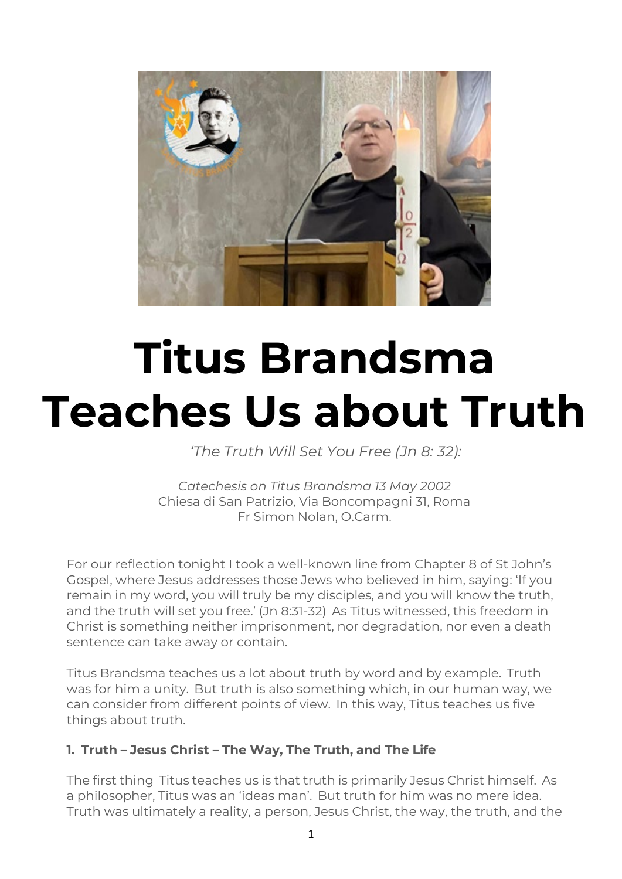# Titus Brandsma Teaches Us about Truth

*'The Truth Will Set You Free (Jn 8: 32):*

*Catechesis on Titus Brandsma 13 May 2002*
Chiesa di San Patrizio, Via Boncompagni 31, Roma
Fr Simon Nolan, O.Carm.

For our reflection tonight I took a well-known line from Chapter 8 of St John's Gospel, where Jesus addresses those Jews who believed in him, saying: 'If you remain in my word, you will truly be my disciples, and you will know the truth, and the truth will set you free.' (Jn 8:31-32) As Titus witnessed, this freedom in Christ is something neither imprisonment, nor degradation, nor even a death sentence can take away or contain.

Titus Brandsma teaches us a lot about truth by word and by example. Truth was for him a unity. But truth is also something which, in our human way, we can consider from different points of view. In this way, Titus teaches us five things about truth.

### 1. Truth – Jesus Christ – The Way, The Truth, and The Life

The first thing Titus teaches us is that truth is primarily Jesus Christ himself. As a philosopher, Titus was an 'ideas man'. But truth for him was no mere idea. Truth was ultimately a reality, a person, Jesus Christ, the way, the truth, and the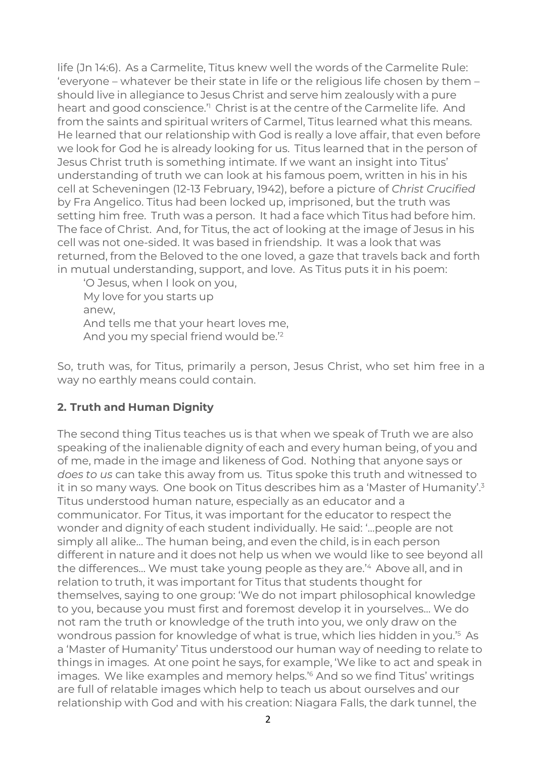life (Jn 14:6). As a Carmelite, Titus knew well the words of the Carmelite Rule: 'everyone – whatever be their state in life or the religious life chosen by them – should live in allegiance to Jesus Christ and serve him zealously with a pure heart and good conscience.'[1] Christ is at the centre of the Carmelite life. And from the saints and spiritual writers of Carmel, Titus learned what this means. He learned that our relationship with God is really a love affair, that even before we look for God he is already looking for us. Titus learned that in the person of Jesus Christ truth is something intimate. If we want an insight into Titus' understanding of truth we can look at his famous poem, written in his in his cell at Scheveningen (12-13 February, 1942), before a picture of *Christ Crucified* by Fra Angelico. Titus had been locked up, imprisoned, but the truth was setting him free. Truth was a person. It had a face which Titus had before him. The face of Christ. And, for Titus, the act of looking at the image of Jesus in his cell was not one-sided. It was based in friendship. It was a look that was returned, from the Beloved to the one loved, a gaze that travels back and forth in mutual understanding, support, and love. As Titus puts it in his poem:

> 'O Jesus, when I look on you,
> My love for you starts up
> anew,
> And tells me that your heart loves me,
> And you my special friend would be.'[2]

So, truth was, for Titus, primarily a person, Jesus Christ, who set him free in a way no earthly means could contain.

## 2. Truth and Human Dignity

The second thing Titus teaches us is that when we speak of Truth we are also speaking of the inalienable dignity of each and every human being, of you and of me, made in the image and likeness of God. Nothing that anyone says or *does to us* can take this away from us. Titus spoke this truth and witnessed to it in so many ways. One book on Titus describes him as a 'Master of Humanity'.[3] Titus understood human nature, especially as an educator and a communicator. For Titus, it was important for the educator to respect the wonder and dignity of each student individually. He said: '…people are not simply all alike… The human being, and even the child, is in each person different in nature and it does not help us when we would like to see beyond all the differences… We must take young people as they are.'[4] Above all, and in relation to truth, it was important for Titus that students thought for themselves, saying to one group: 'We do not impart philosophical knowledge to you, because you must first and foremost develop it in yourselves… We do not ram the truth or knowledge of the truth into you, we only draw on the wondrous passion for knowledge of what is true, which lies hidden in you.'[5] As a 'Master of Humanity' Titus understood our human way of needing to relate to things in images. At one point he says, for example, 'We like to act and speak in images. We like examples and memory helps.'[6] And so we find Titus' writings are full of relatable images which help to teach us about ourselves and our relationship with God and with his creation: Niagara Falls, the dark tunnel, the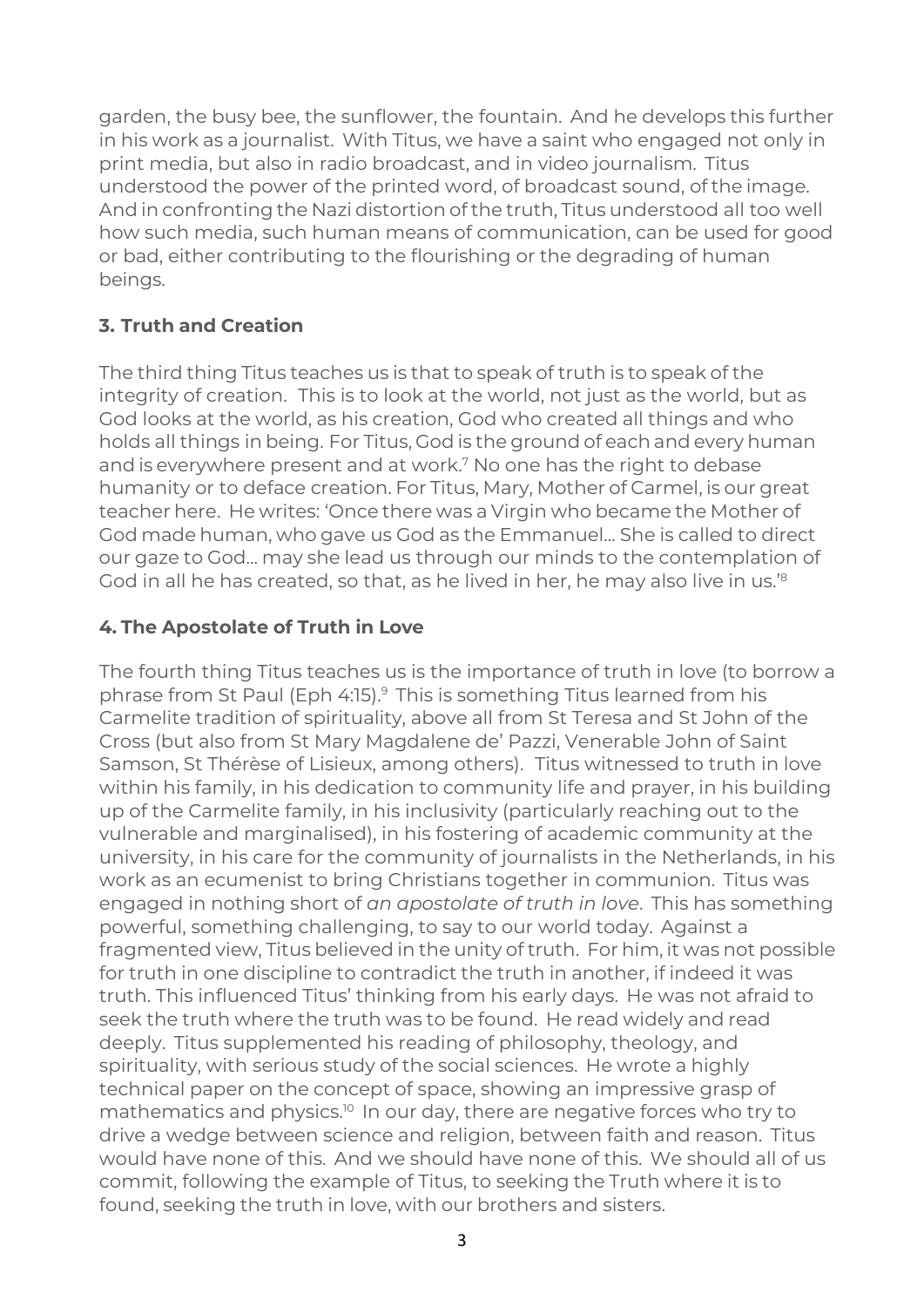garden, the busy bee, the sunflower, the fountain. And he develops this further in his work as a journalist. With Titus, we have a saint who engaged not only in print media, but also in radio broadcast, and in video journalism. Titus understood the power of the printed word, of broadcast sound, of the image. And in confronting the Nazi distortion of the truth, Titus understood all too well how such media, such human means of communication, can be used for good or bad, either contributing to the flourishing or the degrading of human beings.

### 3. Truth and Creation

The third thing Titus teaches us is that to speak of truth is to speak of the integrity of creation. This is to look at the world, not just as the world, but as God looks at the world, as his creation, God who created all things and who holds all things in being. For Titus, God is the ground of each and every human and is everywhere present and at work.[7] No one has the right to debase humanity or to deface creation. For Titus, Mary, Mother of Carmel, is our great teacher here. He writes: 'Once there was a Virgin who became the Mother of God made human, who gave us God as the Emmanuel… She is called to direct our gaze to God… may she lead us through our minds to the contemplation of God in all he has created, so that, as he lived in her, he may also live in us.'[8]

### 4. The Apostolate of Truth in Love

The fourth thing Titus teaches us is the importance of truth in love (to borrow a phrase from St Paul (Eph 4:15).[9] This is something Titus learned from his Carmelite tradition of spirituality, above all from St Teresa and St John of the Cross (but also from St Mary Magdalene de' Pazzi, Venerable John of Saint Samson, St Thérèse of Lisieux, among others). Titus witnessed to truth in love within his family, in his dedication to community life and prayer, in his building up of the Carmelite family, in his inclusivity (particularly reaching out to the vulnerable and marginalised), in his fostering of academic community at the university, in his care for the community of journalists in the Netherlands, in his work as an ecumenist to bring Christians together in communion. Titus was engaged in nothing short of *an apostolate of truth in love*. This has something powerful, something challenging, to say to our world today. Against a fragmented view, Titus believed in the unity of truth. For him, it was not possible for truth in one discipline to contradict the truth in another, if indeed it was truth. This influenced Titus' thinking from his early days. He was not afraid to seek the truth where the truth was to be found. He read widely and read deeply. Titus supplemented his reading of philosophy, theology, and spirituality, with serious study of the social sciences. He wrote a highly technical paper on the concept of space, showing an impressive grasp of mathematics and physics.[10] In our day, there are negative forces who try to drive a wedge between science and religion, between faith and reason. Titus would have none of this. And we should have none of this. We should all of us commit, following the example of Titus, to seeking the Truth where it is to found, seeking the truth in love, with our brothers and sisters.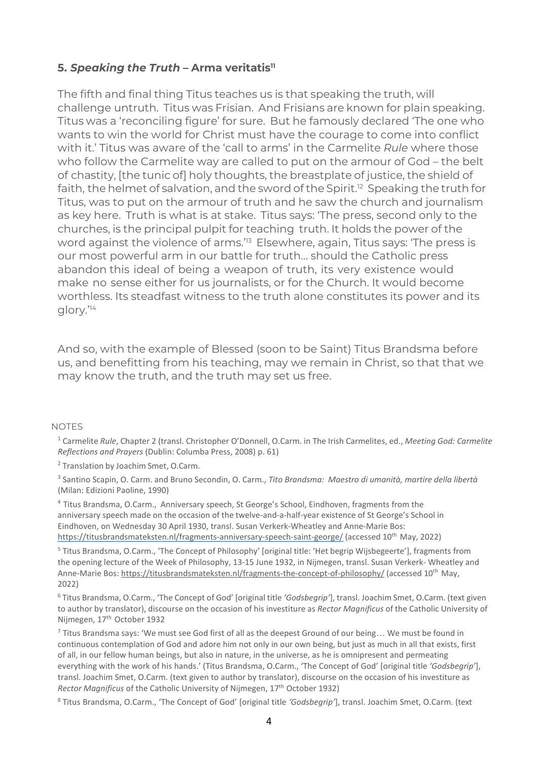## 5. *Speaking the Truth* – Arma veritatis[11]

The fifth and final thing Titus teaches us is that speaking the truth, will challenge untruth. Titus was Frisian. And Frisians are known for plain speaking. Titus was a 'reconciling figure' for sure. But he famously declared 'The one who wants to win the world for Christ must have the courage to come into conflict with it.' Titus was aware of the 'call to arms' in the Carmelite *Rule* where those who follow the Carmelite way are called to put on the armour of God – the belt of chastity, [the tunic of] holy thoughts, the breastplate of justice, the shield of faith, the helmet of salvation, and the sword of the Spirit.[12] Speaking the truth for Titus, was to put on the armour of truth and he saw the church and journalism as key here. Truth is what is at stake. Titus says: 'The press, second only to the churches, is the principal pulpit for teaching truth. It holds the power of the word against the violence of arms.'[13] Elsewhere, again, Titus says: 'The press is our most powerful arm in our battle for truth… should the Catholic press abandon this ideal of being a weapon of truth, its very existence would make no sense either for us journalists, or for the Church. It would become worthless. Its steadfast witness to the truth alone constitutes its power and its glory.'[14]

And so, with the example of Blessed (soon to be Saint) Titus Brandsma before us, and benefitting from his teaching, may we remain in Christ, so that that we may know the truth, and the truth may set us free.

NOTES

[1] Carmelite *Rule*, Chapter 2 (transl. Christopher O'Donnell, O.Carm. in The Irish Carmelites, ed., *Meeting God: Carmelite Reflections and Prayers* (Dublin: Columba Press, 2008) p. 61)

[2] Translation by Joachim Smet, O.Carm.

[3] Santino Scapin, O. Carm. and Bruno Secondin, O. Carm., *Tito Brandsma: Maestro di umanità, martire della libertà* (Milan: Edizioni Paoline, 1990)

[4] Titus Brandsma, O.Carm., Anniversary speech, St George's School, Eindhoven, fragments from the anniversary speech made on the occasion of the twelve-and-a-half-year existence of St George's School in Eindhoven, on Wednesday 30 April 1930, transl. Susan Verkerk-Wheatley and Anne-Marie Bos: https://titusbrandsmateksten.nl/fragments-anniversary-speech-saint-george/ (accessed 10th May, 2022)

[5] Titus Brandsma, O.Carm., 'The Concept of Philosophy' [original title: 'Het begrip Wijsbegeerte'], fragments from the opening lecture of the Week of Philosophy, 13-15 June 1932, in Nijmegen, transl. Susan Verkerk- Wheatley and Anne-Marie Bos: https://titusbrandsmateksten.nl/fragments-the-concept-of-philosophy/ (accessed 10th May, 2022)

[6] Titus Brandsma, O.Carm., 'The Concept of God' [original title *'Godsbegrip'*], transl. Joachim Smet, O.Carm. (text given to author by translator), discourse on the occasion of his investiture as *Rector Magnificus* of the Catholic University of Nijmegen, 17th October 1932

[7] Titus Brandsma says: 'We must see God first of all as the deepest Ground of our being… We must be found in continuous contemplation of God and adore him not only in our own being, but just as much in all that exists, first of all, in our fellow human beings, but also in nature, in the universe, as he is omnipresent and permeating everything with the work of his hands.' (Titus Brandsma, O.Carm., 'The Concept of God' [original title *'Godsbegrip'*], transl. Joachim Smet, O.Carm. (text given to author by translator), discourse on the occasion of his investiture as *Rector Magnificus* of the Catholic University of Nijmegen, 17th October 1932)

[8] Titus Brandsma, O.Carm., 'The Concept of God' [original title *'Godsbegrip'*], transl. Joachim Smet, O.Carm. (text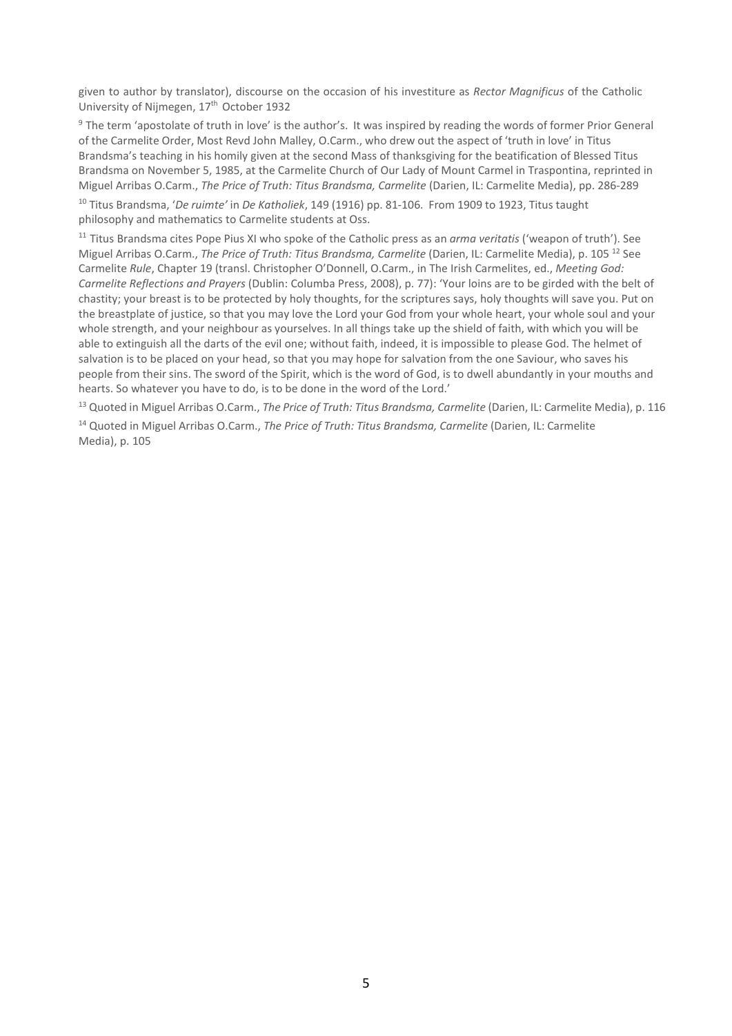given to author by translator), discourse on the occasion of his investiture as *Rector Magnificus* of the Catholic University of Nijmegen, 17th October 1932

[9] The term 'apostolate of truth in love' is the author's. It was inspired by reading the words of former Prior General of the Carmelite Order, Most Revd John Malley, O.Carm., who drew out the aspect of 'truth in love' in Titus Brandsma's teaching in his homily given at the second Mass of thanksgiving for the beatification of Blessed Titus Brandsma on November 5, 1985, at the Carmelite Church of Our Lady of Mount Carmel in Traspontina, reprinted in Miguel Arribas O.Carm., *The Price of Truth: Titus Brandsma, Carmelite* (Darien, IL: Carmelite Media), pp. 286-289

[10] Titus Brandsma, '*De ruimte'* in *De Katholiek*, 149 (1916) pp. 81-106. From 1909 to 1923, Titus taught philosophy and mathematics to Carmelite students at Oss.

[11] Titus Brandsma cites Pope Pius XI who spoke of the Catholic press as an *arma veritatis* ('weapon of truth'). See Miguel Arribas O.Carm., *The Price of Truth: Titus Brandsma, Carmelite* (Darien, IL: Carmelite Media), p. 105 [12] See Carmelite *Rule*, Chapter 19 (transl. Christopher O'Donnell, O.Carm., in The Irish Carmelites, ed., *Meeting God: Carmelite Reflections and Prayers* (Dublin: Columba Press, 2008), p. 77): 'Your loins are to be girded with the belt of chastity; your breast is to be protected by holy thoughts, for the scriptures says, holy thoughts will save you. Put on the breastplate of justice, so that you may love the Lord your God from your whole heart, your whole soul and your whole strength, and your neighbour as yourselves. In all things take up the shield of faith, with which you will be able to extinguish all the darts of the evil one; without faith, indeed, it is impossible to please God. The helmet of salvation is to be placed on your head, so that you may hope for salvation from the one Saviour, who saves his people from their sins. The sword of the Spirit, which is the word of God, is to dwell abundantly in your mouths and hearts. So whatever you have to do, is to be done in the word of the Lord.'

[13] Quoted in Miguel Arribas O.Carm., *The Price of Truth: Titus Brandsma, Carmelite* (Darien, IL: Carmelite Media), p. 116

[14] Quoted in Miguel Arribas O.Carm., *The Price of Truth: Titus Brandsma, Carmelite* (Darien, IL: Carmelite Media), p. 105